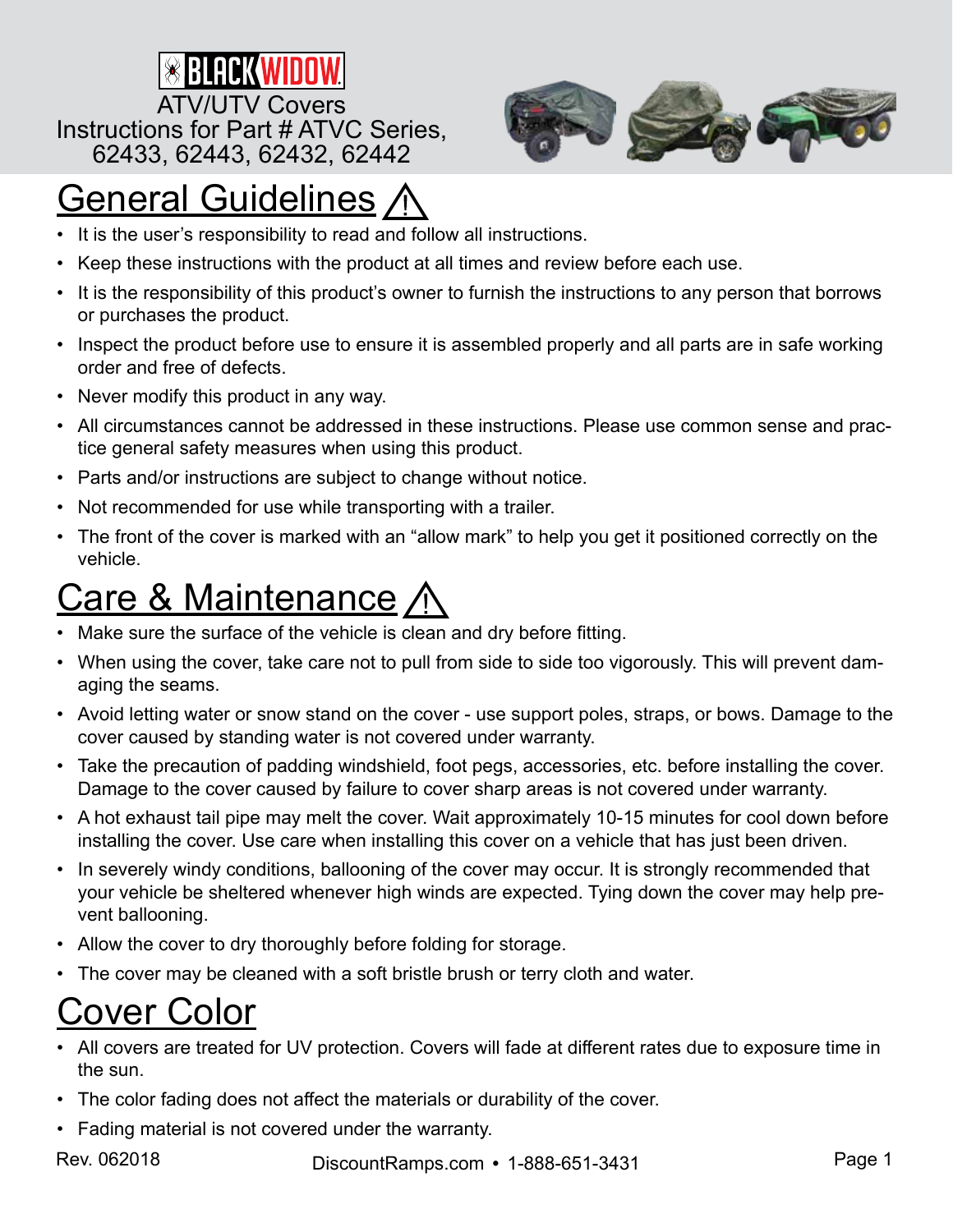BLACK WIDOW

ATV/UTV Covers
Instructions for Part # ATVC Series, 62433, 62443, 62432, 62442

# General Guidelines ⚠

- It is the user's responsibility to read and follow all instructions.
- Keep these instructions with the product at all times and review before each use.
- It is the responsibility of this product's owner to furnish the instructions to any person that borrows or purchases the product.
- Inspect the product before use to ensure it is assembled properly and all parts are in safe working order and free of defects.
- Never modify this product in any way.
- All circumstances cannot be addressed in these instructions. Please use common sense and practice general safety measures when using this product.
- Parts and/or instructions are subject to change without notice.
- Not recommended for use while transporting with a trailer.
- The front of the cover is marked with an "allow mark" to help you get it positioned correctly on the vehicle.

# Care & Maintenance ⚠

- Make sure the surface of the vehicle is clean and dry before fitting.
- When using the cover, take care not to pull from side to side too vigorously. This will prevent damaging the seams.
- Avoid letting water or snow stand on the cover - use support poles, straps, or bows. Damage to the cover caused by standing water is not covered under warranty.
- Take the precaution of padding windshield, foot pegs, accessories, etc. before installing the cover. Damage to the cover caused by failure to cover sharp areas is not covered under warranty.
- A hot exhaust tail pipe may melt the cover. Wait approximately 10-15 minutes for cool down before installing the cover. Use care when installing this cover on a vehicle that has just been driven.
- In severely windy conditions, ballooning of the cover may occur. It is strongly recommended that your vehicle be sheltered whenever high winds are expected. Tying down the cover may help prevent ballooning.
- Allow the cover to dry thoroughly before folding for storage.
- The cover may be cleaned with a soft bristle brush or terry cloth and water.

# Cover Color

- All covers are treated for UV protection. Covers will fade at different rates due to exposure time in the sun.
- The color fading does not affect the materials or durability of the cover.
- Fading material is not covered under the warranty.

Rev. 062018

DiscountRamps.com • 1-888-651-3431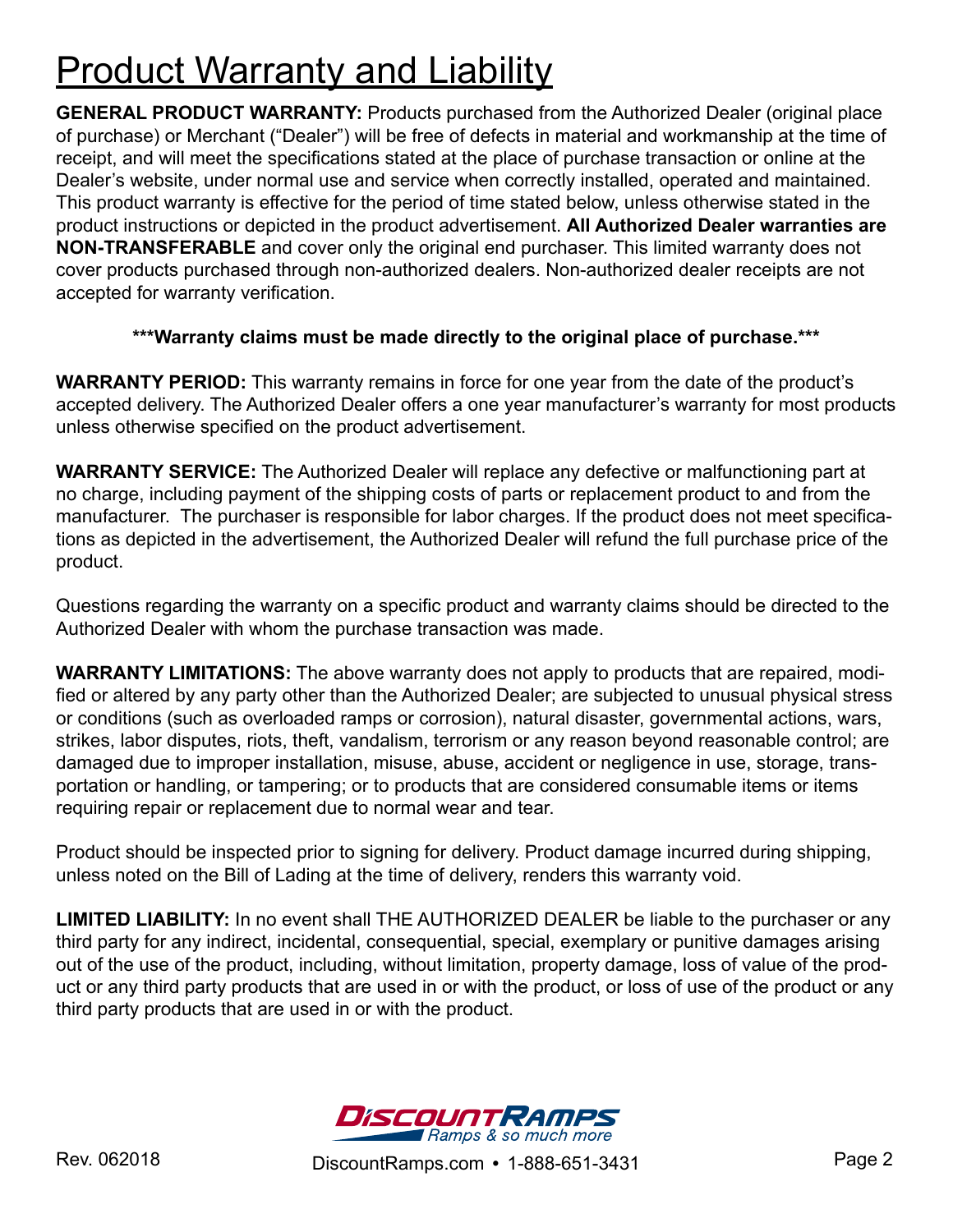# Product Warranty and Liability

**GENERAL PRODUCT WARRANTY:** Products purchased from the Authorized Dealer (original place of purchase) or Merchant ("Dealer") will be free of defects in material and workmanship at the time of receipt, and will meet the specifications stated at the place of purchase transaction or online at the Dealer's website, under normal use and service when correctly installed, operated and maintained. This product warranty is effective for the period of time stated below, unless otherwise stated in the product instructions or depicted in the product advertisement. **All Authorized Dealer warranties are NON-TRANSFERABLE** and cover only the original end purchaser. This limited warranty does not cover products purchased through non-authorized dealers. Non-authorized dealer receipts are not accepted for warranty verification.

**\*\*\*Warranty claims must be made directly to the original place of purchase.\*\*\***

**WARRANTY PERIOD:** This warranty remains in force for one year from the date of the product's accepted delivery. The Authorized Dealer offers a one year manufacturer's warranty for most products unless otherwise specified on the product advertisement.

**WARRANTY SERVICE:** The Authorized Dealer will replace any defective or malfunctioning part at no charge, including payment of the shipping costs of parts or replacement product to and from the manufacturer. The purchaser is responsible for labor charges. If the product does not meet specifications as depicted in the advertisement, the Authorized Dealer will refund the full purchase price of the product.

Questions regarding the warranty on a specific product and warranty claims should be directed to the Authorized Dealer with whom the purchase transaction was made.

**WARRANTY LIMITATIONS:** The above warranty does not apply to products that are repaired, modified or altered by any party other than the Authorized Dealer; are subjected to unusual physical stress or conditions (such as overloaded ramps or corrosion), natural disaster, governmental actions, wars, strikes, labor disputes, riots, theft, vandalism, terrorism or any reason beyond reasonable control; are damaged due to improper installation, misuse, abuse, accident or negligence in use, storage, transportation or handling, or tampering; or to products that are considered consumable items or items requiring repair or replacement due to normal wear and tear.

Product should be inspected prior to signing for delivery. Product damage incurred during shipping, unless noted on the Bill of Lading at the time of delivery, renders this warranty void.

**LIMITED LIABILITY:** In no event shall THE AUTHORIZED DEALER be liable to the purchaser or any third party for any indirect, incidental, consequential, special, exemplary or punitive damages arising out of the use of the product, including, without limitation, property damage, loss of value of the product or any third party products that are used in or with the product, or loss of use of the product or any third party products that are used in or with the product.

DISCOUNT RAMPS
Ramps & so much more

Rev. 062018

DiscountRamps.com • 1-888-651-3431